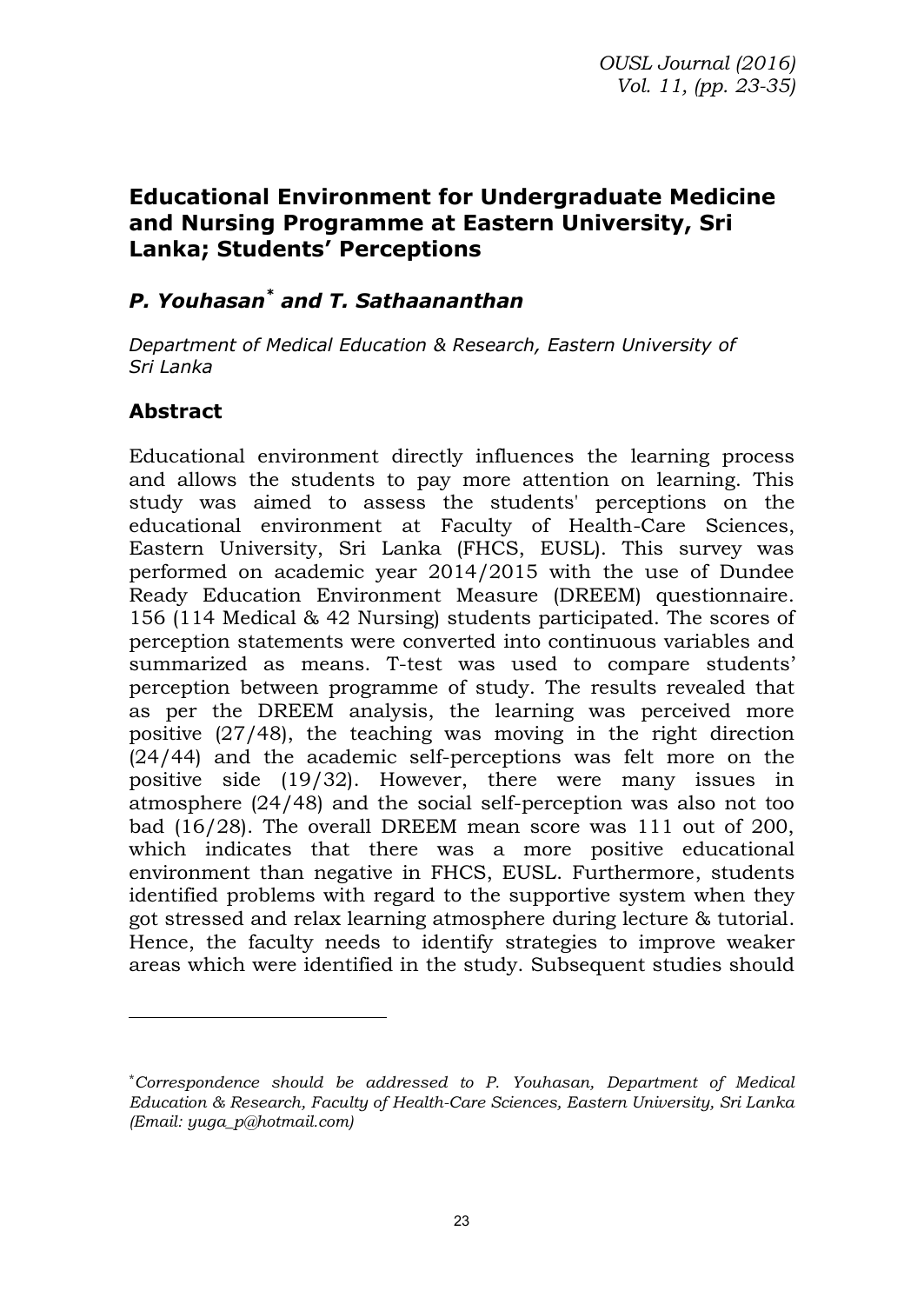# Educational Environment for Undergraduate Medicine and Nursing Programme at Eastern University, Sri Lanka; Students' Perceptions

## *P. Youhasan\* and T. Sathaananthan*

*Department of Medical Education & Research, Eastern University of Sri Lanka*

## Abstract

Educational environment directly influences the learning process and allows the students to pay more attention on learning. This study was aimed to assess the students' perceptions on the educational environment at Faculty of Health-Care Sciences, Eastern University, Sri Lanka (FHCS, EUSL). This survey was performed on academic year 2014/2015 with the use of Dundee Ready Education Environment Measure (DREEM) questionnaire. 156 (114 Medical & 42 Nursing) students participated. The scores of perception statements were converted into continuous variables and summarized as means. T-test was used to compare students' perception between programme of study. The results revealed that as per the DREEM analysis, the learning was perceived more positive (27/48), the teaching was moving in the right direction (24/44) and the academic self-perceptions was felt more on the positive side (19/32). However, there were many issues in atmosphere (24/48) and the social self-perception was also not too bad (16/28). The overall DREEM mean score was 111 out of 200, which indicates that there was a more positive educational environment than negative in FHCS, EUSL. Furthermore, students identified problems with regard to the supportive system when they got stressed and relax learning atmosphere during lecture & tutorial. Hence, the faculty needs to identify strategies to improve weaker areas which were identified in the study. Subsequent studies should

---

\*Correspondence should be addressed to P. Youhasan, Department of Medical Education & Research, Faculty of Health-Care Sciences, Eastern University, Sri Lanka (Email: yuga_p@hotmail.com)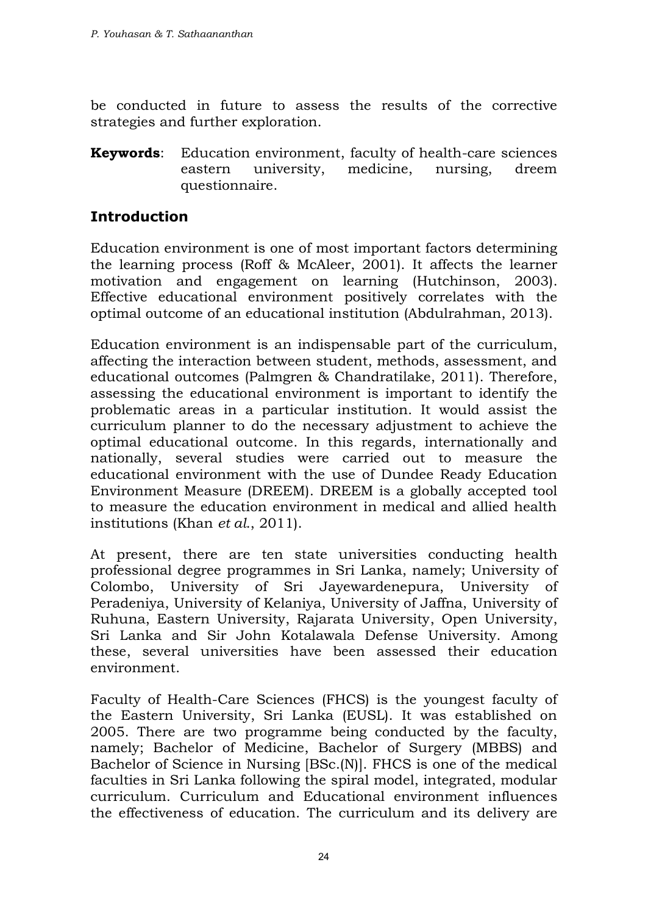be conducted in future to assess the results of the corrective strategies and further exploration.

**Keywords**: Education environment, faculty of health-care sciences eastern university, medicine, nursing, dreem questionnaire.

## Introduction

Education environment is one of most important factors determining the learning process (Roff & McAleer, 2001). It affects the learner motivation and engagement on learning (Hutchinson, 2003). Effective educational environment positively correlates with the optimal outcome of an educational institution (Abdulrahman, 2013).

Education environment is an indispensable part of the curriculum, affecting the interaction between student, methods, assessment, and educational outcomes (Palmgren & Chandratilake, 2011). Therefore, assessing the educational environment is important to identify the problematic areas in a particular institution. It would assist the curriculum planner to do the necessary adjustment to achieve the optimal educational outcome. In this regards, internationally and nationally, several studies were carried out to measure the educational environment with the use of Dundee Ready Education Environment Measure (DREEM). DREEM is a globally accepted tool to measure the education environment in medical and allied health institutions (Khan *et al.*, 2011).

At present, there are ten state universities conducting health professional degree programmes in Sri Lanka, namely; University of Colombo, University of Sri Jayewardenepura, University of Peradeniya, University of Kelaniya, University of Jaffna, University of Ruhuna, Eastern University, Rajarata University, Open University, Sri Lanka and Sir John Kotalawala Defense University. Among these, several universities have been assessed their education environment.

Faculty of Health-Care Sciences (FHCS) is the youngest faculty of the Eastern University, Sri Lanka (EUSL). It was established on 2005. There are two programme being conducted by the faculty, namely; Bachelor of Medicine, Bachelor of Surgery (MBBS) and Bachelor of Science in Nursing [BSc.(N)]. FHCS is one of the medical faculties in Sri Lanka following the spiral model, integrated, modular curriculum. Curriculum and Educational environment influences the effectiveness of education. The curriculum and its delivery are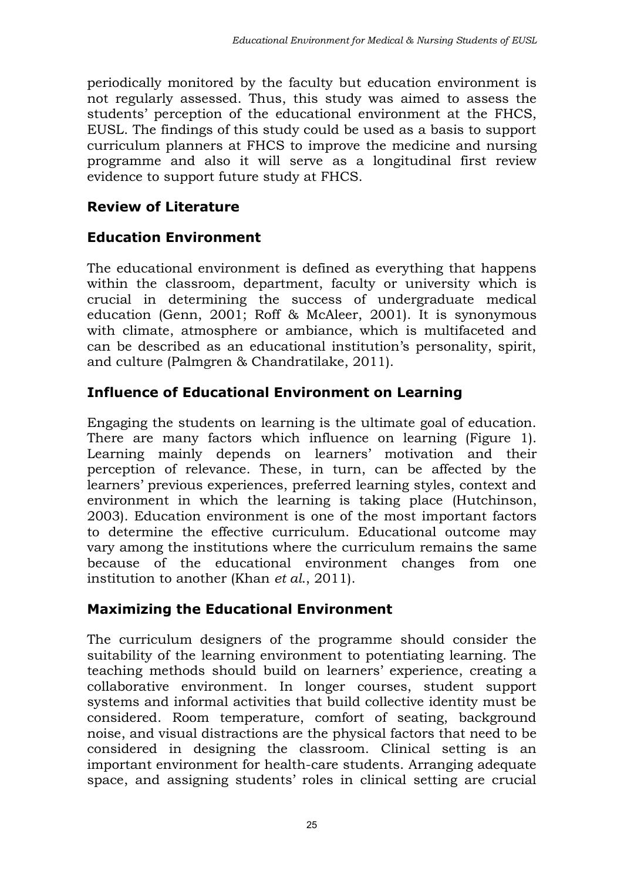periodically monitored by the faculty but education environment is not regularly assessed. Thus, this study was aimed to assess the students' perception of the educational environment at the FHCS, EUSL. The findings of this study could be used as a basis to support curriculum planners at FHCS to improve the medicine and nursing programme and also it will serve as a longitudinal first review evidence to support future study at FHCS.

## Review of Literature

## Education Environment

The educational environment is defined as everything that happens within the classroom, department, faculty or university which is crucial in determining the success of undergraduate medical education (Genn, 2001; Roff & McAleer, 2001). It is synonymous with climate, atmosphere or ambiance, which is multifaceted and can be described as an educational institution's personality, spirit, and culture (Palmgren & Chandratilake, 2011).

## Influence of Educational Environment on Learning

Engaging the students on learning is the ultimate goal of education. There are many factors which influence on learning (Figure 1). Learning mainly depends on learners' motivation and their perception of relevance. These, in turn, can be affected by the learners' previous experiences, preferred learning styles, context and environment in which the learning is taking place (Hutchinson, 2003). Education environment is one of the most important factors to determine the effective curriculum. Educational outcome may vary among the institutions where the curriculum remains the same because of the educational environment changes from one institution to another (Khan *et al*., 2011).

## Maximizing the Educational Environment

The curriculum designers of the programme should consider the suitability of the learning environment to potentiating learning. The teaching methods should build on learners' experience, creating a collaborative environment. In longer courses, student support systems and informal activities that build collective identity must be considered. Room temperature, comfort of seating, background noise, and visual distractions are the physical factors that need to be considered in designing the classroom. Clinical setting is an important environment for health-care students. Arranging adequate space, and assigning students' roles in clinical setting are crucial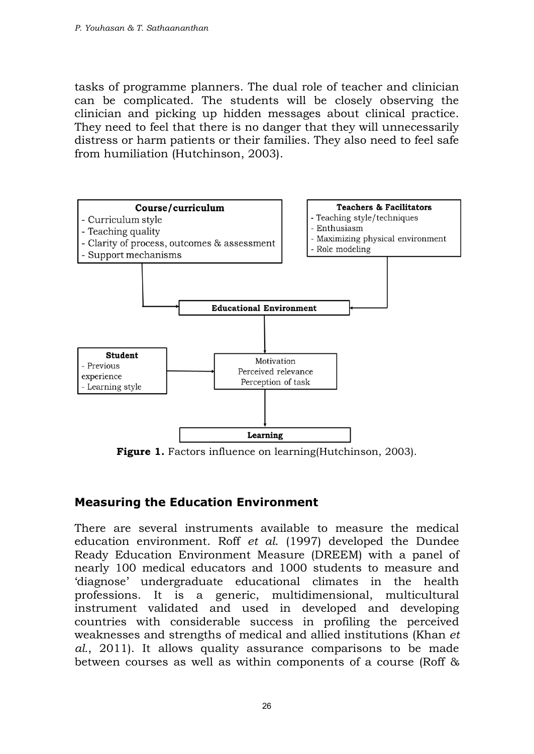tasks of programme planners. The dual role of teacher and clinician can be complicated. The students will be closely observing the clinician and picking up hidden messages about clinical practice. They need to feel that there is no danger that they will unnecessarily distress or harm patients or their families. They also need to feel safe from humiliation (Hutchinson, 2003).

**Course/curriculum**
- Curriculum style
- Teaching quality
- Clarity of process, outcomes & assessment
- Support mechanisms

**Teachers & Facilitators**
- Teaching style/techniques
- Enthusiasm
- Maximizing physical environment
- Role modeling

**Educational Environment**

**Student**
- Previous experience
- Learning style

Motivation
Perceived relevance
Perception of task

**Learning**

**Figure 1.** Factors influence on learning(Hutchinson, 2003).

## Measuring the Education Environment

There are several instruments available to measure the medical education environment. Roff *et al.* (1997) developed the Dundee Ready Education Environment Measure (DREEM) with a panel of nearly 100 medical educators and 1000 students to measure and 'diagnose' undergraduate educational climates in the health professions. It is a generic, multidimensional, multicultural instrument validated and used in developed and developing countries with considerable success in profiling the perceived weaknesses and strengths of medical and allied institutions (Khan *et al.*, 2011). It allows quality assurance comparisons to be made between courses as well as within components of a course (Roff &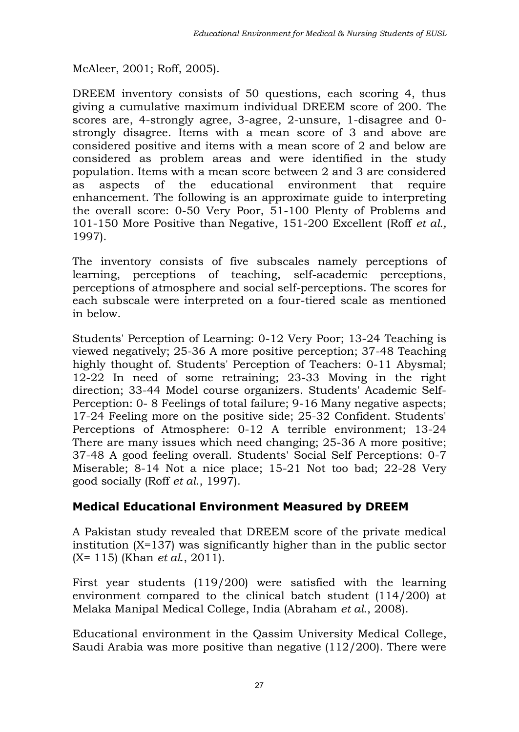McAleer, 2001; Roff, 2005).

DREEM inventory consists of 50 questions, each scoring 4, thus giving a cumulative maximum individual DREEM score of 200. The scores are, 4-strongly agree, 3-agree, 2-unsure, 1-disagree and 0-strongly disagree. Items with a mean score of 3 and above are considered positive and items with a mean score of 2 and below are considered as problem areas and were identified in the study population. Items with a mean score between 2 and 3 are considered as aspects of the educational environment that require enhancement. The following is an approximate guide to interpreting the overall score: 0-50 Very Poor, 51-100 Plenty of Problems and 101-150 More Positive than Negative, 151-200 Excellent (Roff *et al.,* 1997).

The inventory consists of five subscales namely perceptions of learning, perceptions of teaching, self-academic perceptions, perceptions of atmosphere and social self-perceptions. The scores for each subscale were interpreted on a four-tiered scale as mentioned in below.

Students' Perception of Learning: 0-12 Very Poor; 13-24 Teaching is viewed negatively; 25-36 A more positive perception; 37-48 Teaching highly thought of. Students' Perception of Teachers: 0-11 Abysmal; 12-22 In need of some retraining; 23-33 Moving in the right direction; 33-44 Model course organizers. Students' Academic Self-Perception: 0- 8 Feelings of total failure; 9-16 Many negative aspects; 17-24 Feeling more on the positive side; 25-32 Confident. Students' Perceptions of Atmosphere: 0-12 A terrible environment; 13-24 There are many issues which need changing; 25-36 A more positive; 37-48 A good feeling overall. Students' Social Self Perceptions: 0-7 Miserable; 8-14 Not a nice place; 15-21 Not too bad; 22-28 Very good socially (Roff *et al.*, 1997).

## Medical Educational Environment Measured by DREEM

A Pakistan study revealed that DREEM score of the private medical institution (X=137) was significantly higher than in the public sector (X= 115) (Khan *et al.*, 2011).

First year students (119/200) were satisfied with the learning environment compared to the clinical batch student (114/200) at Melaka Manipal Medical College, India (Abraham *et al.*, 2008).

Educational environment in the Qassim University Medical College, Saudi Arabia was more positive than negative (112/200). There were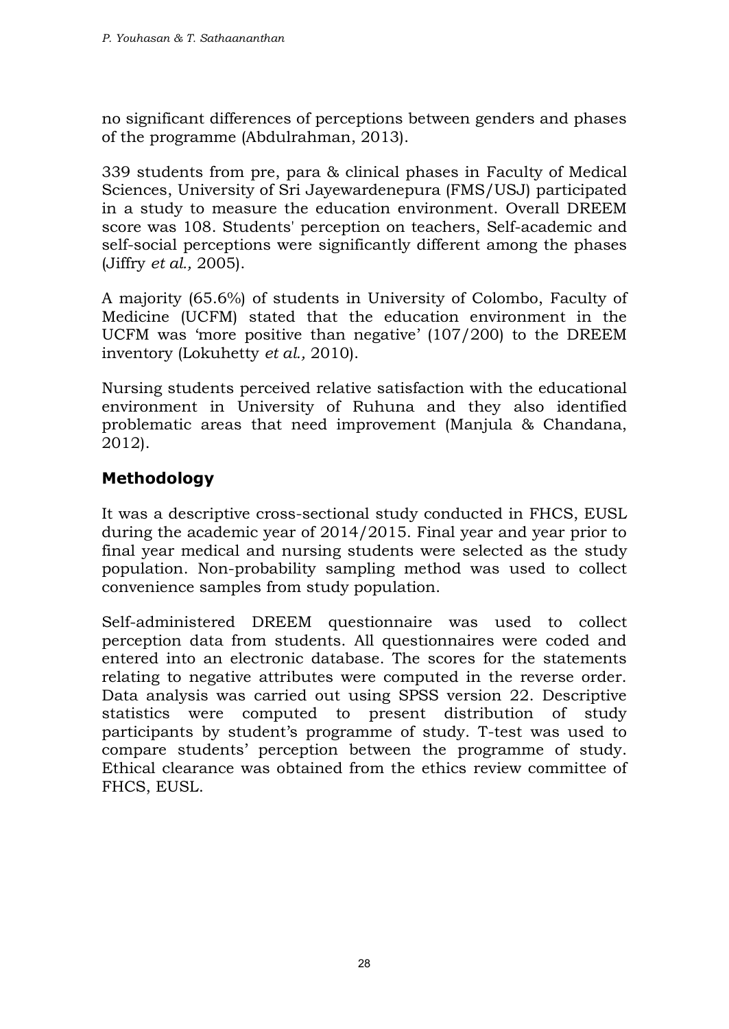no significant differences of perceptions between genders and phases of the programme (Abdulrahman, 2013).

339 students from pre, para & clinical phases in Faculty of Medical Sciences, University of Sri Jayewardenepura (FMS/USJ) participated in a study to measure the education environment. Overall DREEM score was 108. Students' perception on teachers, Self-academic and self-social perceptions were significantly different among the phases (Jiffry *et al.,* 2005).

A majority (65.6%) of students in University of Colombo, Faculty of Medicine (UCFM) stated that the education environment in the UCFM was 'more positive than negative' (107/200) to the DREEM inventory (Lokuhetty *et al.,* 2010).

Nursing students perceived relative satisfaction with the educational environment in University of Ruhuna and they also identified problematic areas that need improvement (Manjula & Chandana, 2012).

## Methodology

It was a descriptive cross-sectional study conducted in FHCS, EUSL during the academic year of 2014/2015. Final year and year prior to final year medical and nursing students were selected as the study population. Non-probability sampling method was used to collect convenience samples from study population.

Self-administered DREEM questionnaire was used to collect perception data from students. All questionnaires were coded and entered into an electronic database. The scores for the statements relating to negative attributes were computed in the reverse order. Data analysis was carried out using SPSS version 22. Descriptive statistics were computed to present distribution of study participants by student's programme of study. T-test was used to compare students' perception between the programme of study. Ethical clearance was obtained from the ethics review committee of FHCS, EUSL.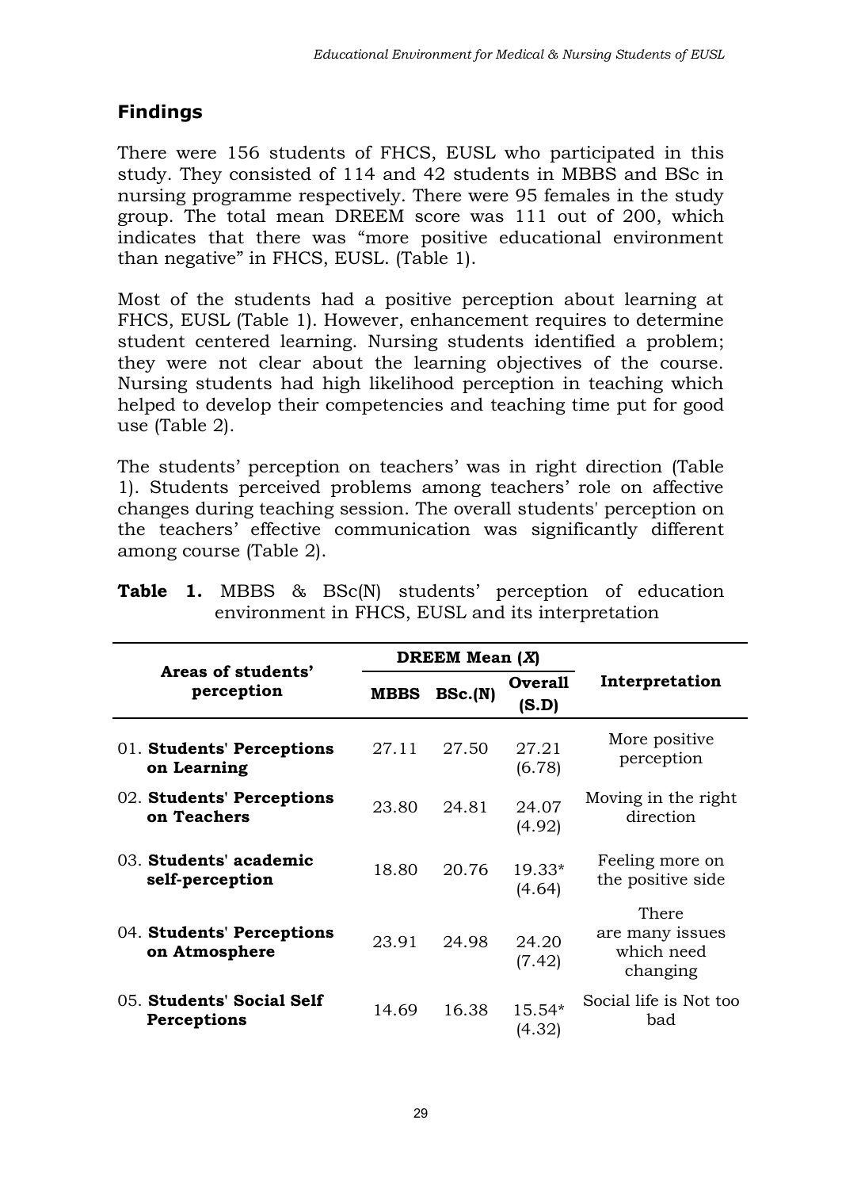## Findings

There were 156 students of FHCS, EUSL who participated in this study. They consisted of 114 and 42 students in MBBS and BSc in nursing programme respectively. There were 95 females in the study group. The total mean DREEM score was 111 out of 200, which indicates that there was "more positive educational environment than negative" in FHCS, EUSL. (Table 1).

Most of the students had a positive perception about learning at FHCS, EUSL (Table 1). However, enhancement requires to determine student centered learning. Nursing students identified a problem; they were not clear about the learning objectives of the course. Nursing students had high likelihood perception in teaching which helped to develop their competencies and teaching time put for good use (Table 2).

The students' perception on teachers' was in right direction (Table 1). Students perceived problems among teachers' role on affective changes during teaching session. The overall students' perception on the teachers' effective communication was significantly different among course (Table 2).

**Table 1.** MBBS & BSc(N) students' perception of education environment in FHCS, EUSL and its interpretation

| Areas of students' perception | DREEM Mean ($\bar{X}$) | | | Interpretation |
|---|---|---|---|---|
| | **MBBS** | **BSc.(N)** | **Overall (S.D)** | |
| 01. **Students' Perceptions on Learning** | 27.11 | 27.50 | 27.21 (6.78) | More positive perception |
| 02. **Students' Perceptions on Teachers** | 23.80 | 24.81 | 24.07 (4.92) | Moving in the right direction |
| 03. **Students' academic self-perception** | 18.80 | 20.76 | 19.33* (4.64) | Feeling more on the positive side |
| 04. **Students' Perceptions on Atmosphere** | 23.91 | 24.98 | 24.20 (7.42) | There are many issues which need changing |
| 05. **Students' Social Self Perceptions** | 14.69 | 16.38 | 15.54* (4.32) | Social life is Not too bad |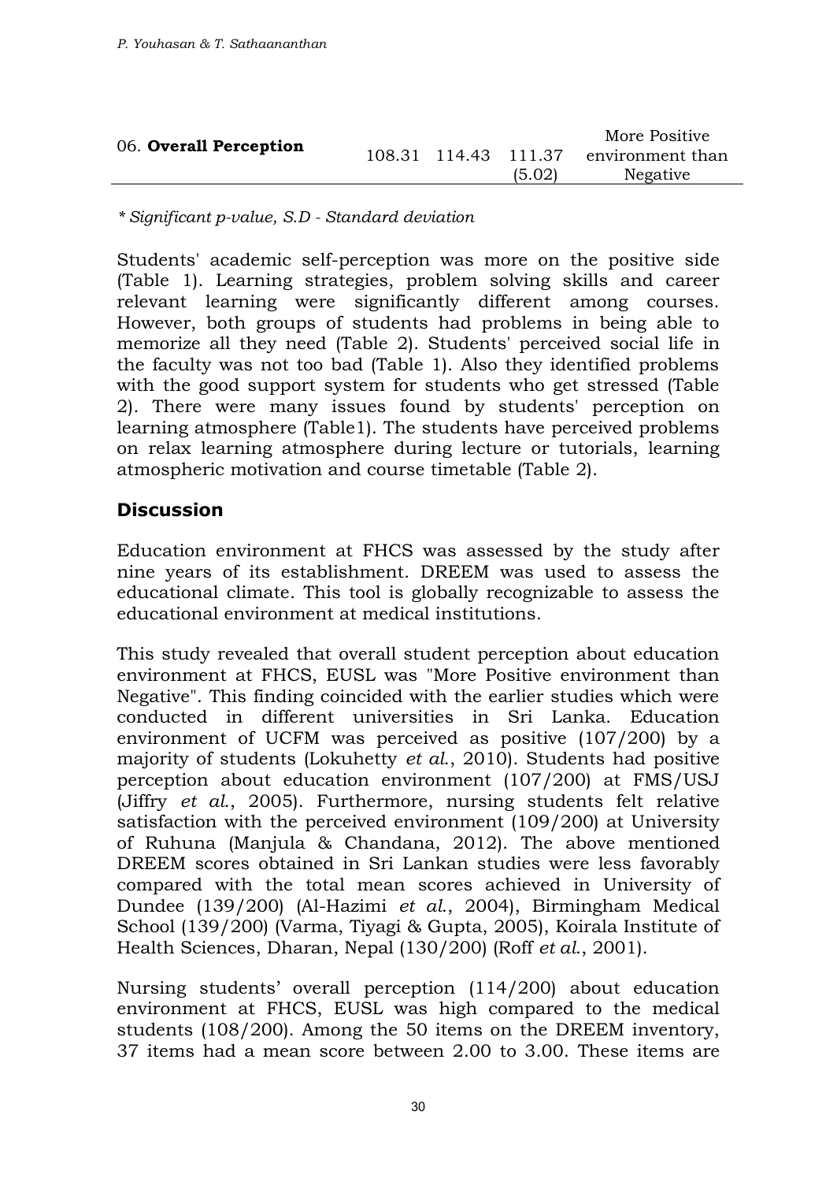| 06. **Overall Perception** | 108.31 | 114.43 | 111.37 (5.02) | More Positive environment than Negative |
|---|---|---|---|---|

*\* Significant p-value, S.D - Standard deviation*

Students' academic self-perception was more on the positive side (Table 1). Learning strategies, problem solving skills and career relevant learning were significantly different among courses. However, both groups of students had problems in being able to memorize all they need (Table 2). Students' perceived social life in the faculty was not too bad (Table 1). Also they identified problems with the good support system for students who get stressed (Table 2). There were many issues found by students' perception on learning atmosphere (Table1). The students have perceived problems on relax learning atmosphere during lecture or tutorials, learning atmospheric motivation and course timetable (Table 2).

## Discussion

Education environment at FHCS was assessed by the study after nine years of its establishment. DREEM was used to assess the educational climate. This tool is globally recognizable to assess the educational environment at medical institutions.

This study revealed that overall student perception about education environment at FHCS, EUSL was "More Positive environment than Negative". This finding coincided with the earlier studies which were conducted in different universities in Sri Lanka. Education environment of UCFM was perceived as positive (107/200) by a majority of students (Lokuhetty *et al.*, 2010). Students had positive perception about education environment (107/200) at FMS/USJ (Jiffry *et al.*, 2005). Furthermore, nursing students felt relative satisfaction with the perceived environment (109/200) at University of Ruhuna (Manjula & Chandana, 2012). The above mentioned DREEM scores obtained in Sri Lankan studies were less favorably compared with the total mean scores achieved in University of Dundee (139/200) (Al-Hazimi *et al.*, 2004), Birmingham Medical School (139/200) (Varma, Tiyagi & Gupta, 2005), Koirala Institute of Health Sciences, Dharan, Nepal (130/200) (Roff *et al.*, 2001).

Nursing students' overall perception (114/200) about education environment at FHCS, EUSL was high compared to the medical students (108/200). Among the 50 items on the DREEM inventory, 37 items had a mean score between 2.00 to 3.00. These items are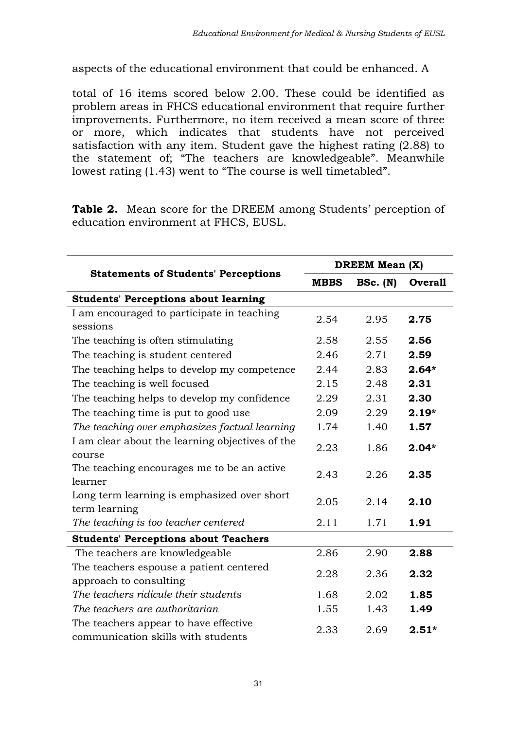aspects of the educational environment that could be enhanced. A

total of 16 items scored below 2.00. These could be identified as problem areas in FHCS educational environment that require further improvements. Furthermore, no item received a mean score of three or more, which indicates that students have not perceived satisfaction with any item. Student gave the highest rating (2.88) to the statement of; "The teachers are knowledgeable". Meanwhile lowest rating (1.43) went to "The course is well timetabled".

**Table 2.** Mean score for the DREEM among Students' perception of education environment at FHCS, EUSL.

| Statements of Students' Perceptions | DREEM Mean (X) | | |
|---|---|---|---|
| | **MBBS** | **BSc. (N)** | **Overall** |
| **Students' Perceptions about learning** | | | |
| I am encouraged to participate in teaching sessions | 2.54 | 2.95 | **2.75** |
| The teaching is often stimulating | 2.58 | 2.55 | **2.56** |
| The teaching is student centered | 2.46 | 2.71 | **2.59** |
| The teaching helps to develop my competence | 2.44 | 2.83 | **2.64*** |
| The teaching is well focused | 2.15 | 2.48 | **2.31** |
| The teaching helps to develop my confidence | 2.29 | 2.31 | **2.30** |
| The teaching time is put to good use | 2.09 | 2.29 | **2.19*** |
| *The teaching over emphasizes factual learning* | 1.74 | 1.40 | **1.57** |
| I am clear about the learning objectives of the course | 2.23 | 1.86 | **2.04*** |
| The teaching encourages me to be an active learner | 2.43 | 2.26 | **2.35** |
| Long term learning is emphasized over short term learning | 2.05 | 2.14 | **2.10** |
| *The teaching is too teacher centered* | 2.11 | 1.71 | **1.91** |
| **Students' Perceptions about Teachers** | | | |
| The teachers are knowledgeable | 2.86 | 2.90 | **2.88** |
| The teachers espouse a patient centered approach to consulting | 2.28 | 2.36 | **2.32** |
| *The teachers ridicule their students* | 1.68 | 2.02 | **1.85** |
| *The teachers are authoritarian* | 1.55 | 1.43 | **1.49** |
| The teachers appear to have effective communication skills with students | 2.33 | 2.69 | **2.51*** |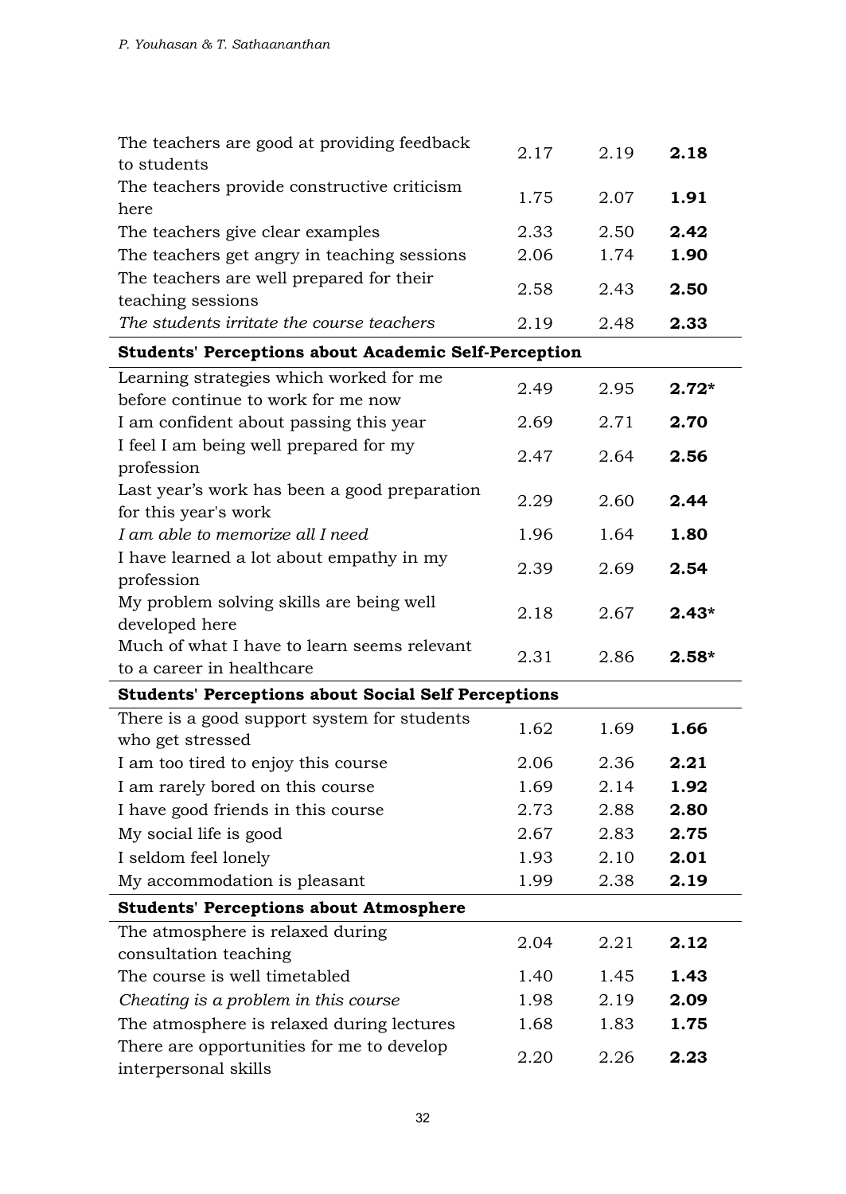| | | | |
|---|---|---|---|
| The teachers are good at providing feedback to students | 2.17 | 2.19 | **2.18** |
| The teachers provide constructive criticism here | 1.75 | 2.07 | **1.91** |
| The teachers give clear examples | 2.33 | 2.50 | **2.42** |
| The teachers get angry in teaching sessions | 2.06 | 1.74 | **1.90** |
| The teachers are well prepared for their teaching sessions | 2.58 | 2.43 | **2.50** |
| *The students irritate the course teachers* | 2.19 | 2.48 | **2.33** |
| **Students' Perceptions about Academic Self-Perception** | | | |
| Learning strategies which worked for me before continue to work for me now | 2.49 | 2.95 | **2.72*** |
| I am confident about passing this year | 2.69 | 2.71 | **2.70** |
| I feel I am being well prepared for my profession | 2.47 | 2.64 | **2.56** |
| Last year's work has been a good preparation for this year's work | 2.29 | 2.60 | **2.44** |
| *I am able to memorize all I need* | 1.96 | 1.64 | **1.80** |
| I have learned a lot about empathy in my profession | 2.39 | 2.69 | **2.54** |
| My problem solving skills are being well developed here | 2.18 | 2.67 | **2.43*** |
| Much of what I have to learn seems relevant to a career in healthcare | 2.31 | 2.86 | **2.58*** |
| **Students' Perceptions about Social Self Perceptions** | | | |
| There is a good support system for students who get stressed | 1.62 | 1.69 | **1.66** |
| I am too tired to enjoy this course | 2.06 | 2.36 | **2.21** |
| I am rarely bored on this course | 1.69 | 2.14 | **1.92** |
| I have good friends in this course | 2.73 | 2.88 | **2.80** |
| My social life is good | 2.67 | 2.83 | **2.75** |
| I seldom feel lonely | 1.93 | 2.10 | **2.01** |
| My accommodation is pleasant | 1.99 | 2.38 | **2.19** |
| **Students' Perceptions about Atmosphere** | | | |
| The atmosphere is relaxed during consultation teaching | 2.04 | 2.21 | **2.12** |
| The course is well timetabled | 1.40 | 1.45 | **1.43** |
| *Cheating is a problem in this course* | 1.98 | 2.19 | **2.09** |
| The atmosphere is relaxed during lectures | 1.68 | 1.83 | **1.75** |
| There are opportunities for me to develop interpersonal skills | 2.20 | 2.26 | **2.23** |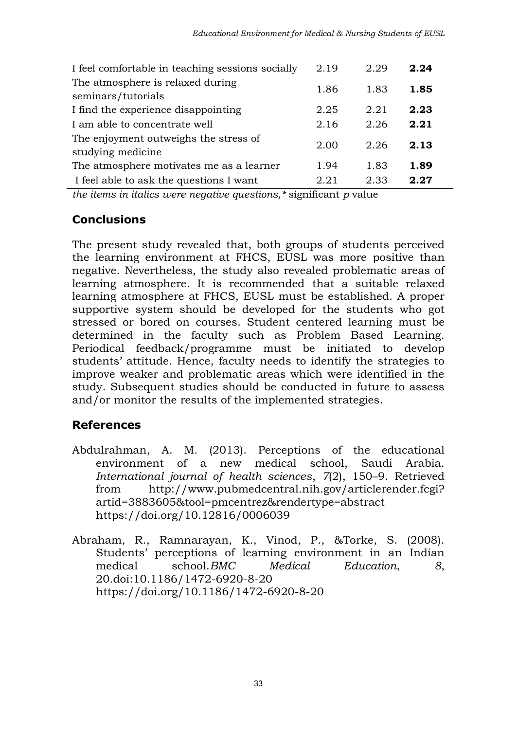| | | | |
|---|---|---|---|
| I feel comfortable in teaching sessions socially | 2.19 | 2.29 | **2.24** |
| The atmosphere is relaxed during seminars/tutorials | 1.86 | 1.83 | **1.85** |
| I find the experience disappointing | 2.25 | 2.21 | **2.23** |
| I am able to concentrate well | 2.16 | 2.26 | **2.21** |
| The enjoyment outweighs the stress of studying medicine | 2.00 | 2.26 | **2.13** |
| The atmosphere motivates me as a learner | 1.94 | 1.83 | **1.89** |
| I feel able to ask the questions I want | 2.21 | 2.33 | **2.27** |

*the items in italics were negative questions,* * significant *p* value

## Conclusions

The present study revealed that, both groups of students perceived the learning environment at FHCS, EUSL was more positive than negative. Nevertheless, the study also revealed problematic areas of learning atmosphere. It is recommended that a suitable relaxed learning atmosphere at FHCS, EUSL must be established. A proper supportive system should be developed for the students who got stressed or bored on courses. Student centered learning must be determined in the faculty such as Problem Based Learning. Periodical feedback/programme must be initiated to develop students' attitude. Hence, faculty needs to identify the strategies to improve weaker and problematic areas which were identified in the study. Subsequent studies should be conducted in future to assess and/or monitor the results of the implemented strategies.

## References

Abdulrahman, A. M. (2013). Perceptions of the educational environment of a new medical school, Saudi Arabia. *International journal of health sciences*, *7*(2), 150–9. Retrieved from http://www.pubmedcentral.nih.gov/articlerender.fcgi?artid=3883605&tool=pmcentrez&rendertype=abstract https://doi.org/10.12816/0006039

Abraham, R., Ramnarayan, K., Vinod, P., &Torke, S. (2008). Students' perceptions of learning environment in an Indian medical school.*BMC Medical Education*, *8*, 20.doi:10.1186/1472-6920-8-20 https://doi.org/10.1186/1472-6920-8-20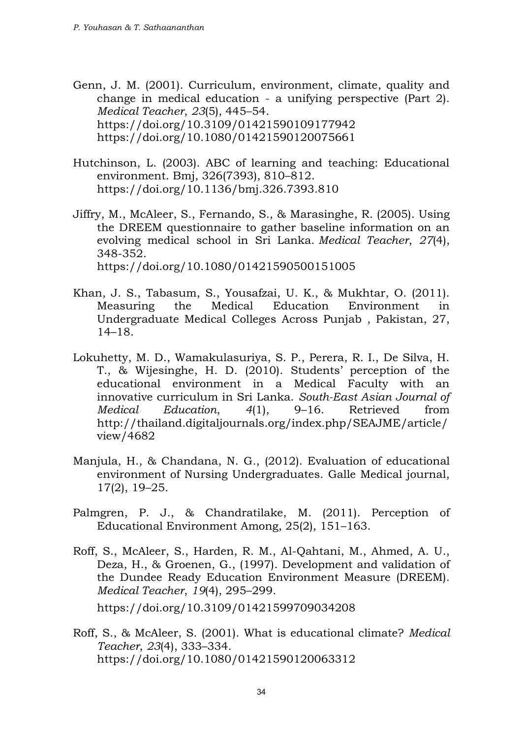Genn, J. M. (2001). Curriculum, environment, climate, quality and change in medical education - a unifying perspective (Part 2). *Medical Teacher*, *23*(5), 445–54. https://doi.org/10.3109/01421590109177942 https://doi.org/10.1080/01421590120075661

Hutchinson, L. (2003). ABC of learning and teaching: Educational environment. Bmj, 326(7393), 810–812. https://doi.org/10.1136/bmj.326.7393.810

Jiffry, M., McAleer, S., Fernando, S., & Marasinghe, R. (2005). Using the DREEM questionnaire to gather baseline information on an evolving medical school in Sri Lanka. *Medical Teacher*, *27*(4), 348-352. https://doi.org/10.1080/01421590500151005

Khan, J. S., Tabasum, S., Yousafzai, U. K., & Mukhtar, O. (2011). Measuring the Medical Education Environment in Undergraduate Medical Colleges Across Punjab , Pakistan, 27, 14–18.

Lokuhetty, M. D., Wamakulasuriya, S. P., Perera, R. I., De Silva, H. T., & Wijesinghe, H. D. (2010). Students' perception of the educational environment in a Medical Faculty with an innovative curriculum in Sri Lanka. *South-East Asian Journal of Medical Education*, *4*(1), 9–16. Retrieved from http://thailand.digitaljournals.org/index.php/SEAJME/article/view/4682

Manjula, H., & Chandana, N. G., (2012). Evaluation of educational environment of Nursing Undergraduates. Galle Medical journal, 17(2), 19–25.

Palmgren, P. J., & Chandratilake, M. (2011). Perception of Educational Environment Among, 25(2), 151–163.

Roff, S., McAleer, S., Harden, R. M., Al-Qahtani, M., Ahmed, A. U., Deza, H., & Groenen, G., (1997). Development and validation of the Dundee Ready Education Environment Measure (DREEM). *Medical Teacher*, *19*(4), 295–299. https://doi.org/10.3109/01421599709034208

Roff, S., & McAleer, S. (2001). What is educational climate? *Medical Teacher*, *23*(4), 333–334. https://doi.org/10.1080/01421590120063312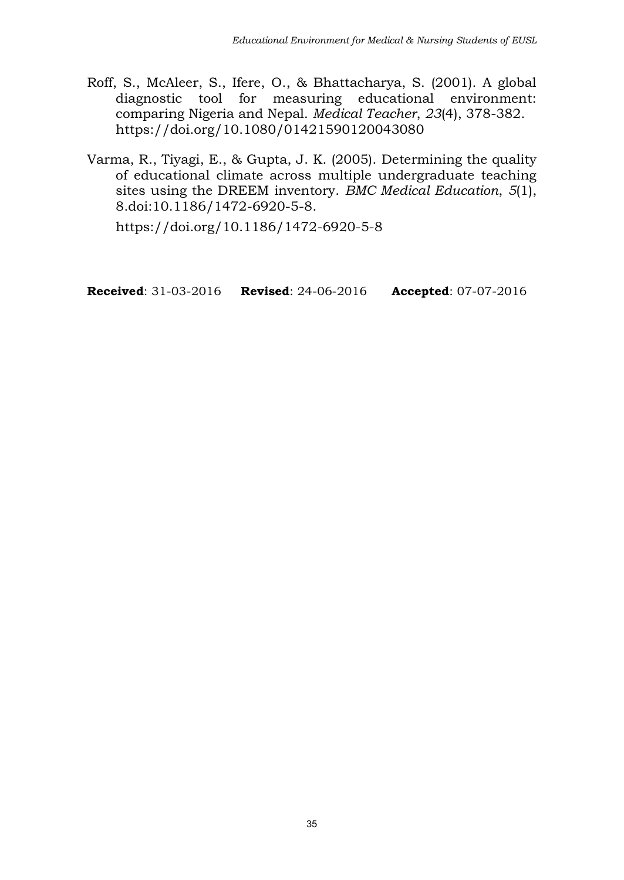Roff, S., McAleer, S., Ifere, O., & Bhattacharya, S. (2001). A global diagnostic tool for measuring educational environment: comparing Nigeria and Nepal. *Medical Teacher*, *23*(4), 378-382. https://doi.org/10.1080/01421590120043080

Varma, R., Tiyagi, E., & Gupta, J. K. (2005). Determining the quality of educational climate across multiple undergraduate teaching sites using the DREEM inventory. *BMC Medical Education*, *5*(1), 8.doi:10.1186/1472-6920-5-8.

https://doi.org/10.1186/1472-6920-5-8

**Received**: 31-03-2016 **Revised**: 24-06-2016 **Accepted**: 07-07-2016